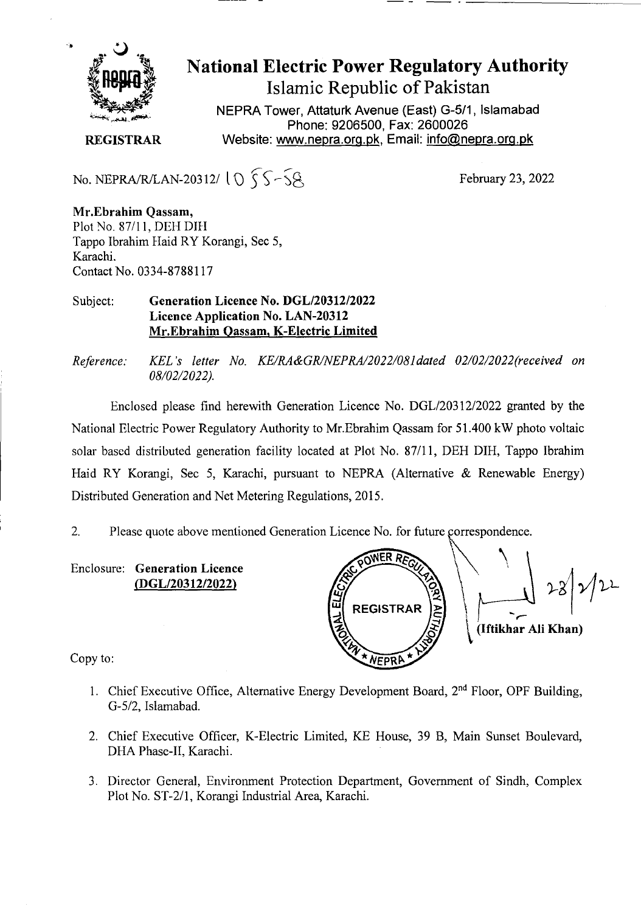# National Electric Power Regulatory Authority

## Islamic Republic of Pakistan

NEPRA Tower, Attaturk Avenue (East) G-5/1, Islamabad
Phone: 9206500, Fax: 2600026
Website: www.nepra.org.pk, Email: info@nepra.org.pk

**REGISTRAR**

No. NEPRA/R/LAN-20312/ 1055-58

February 23, 2022

**Mr.Ebrahim Qassam,**
Plot No. 87/11, DEH DIH
Tappo Ibrahim Haid RY Korangi, Sec 5,
Karachi.
Contact No. 0334-8788117

Subject: **Generation Licence No. DGL/20312/2022**
**Licence Application No. LAN-20312**
**Mr.Ebrahim Qassam, K-Electric Limited**

*Reference: KEL's letter No. KE/RA&GR/NEPRA/2022/081dated 02/02/2022(received on 08/02/2022).*

Enclosed please find herewith Generation Licence No. DGL/20312/2022 granted by the National Electric Power Regulatory Authority to Mr.Ebrahim Qassam for 51.400 kW photo voltaic solar based distributed generation facility located at Plot No. 87/11, DEH DIH, Tappo Ibrahim Haid RY Korangi, Sec 5, Karachi, pursuant to NEPRA (Alternative & Renewable Energy) Distributed Generation and Net Metering Regulations, 2015.

2. Please quote above mentioned Generation Licence No. for future correspondence.

Enclosure: **Generation Licence**
**(DGL/20312/2022)**

23/2/22
**(Iftikhar Ali Khan)**

Copy to:

1. Chief Executive Office, Alternative Energy Development Board, 2nd Floor, OPF Building, G-5/2, Islamabad.
2. Chief Executive Officer, K-Electric Limited, KE House, 39 B, Main Sunset Boulevard, DHA Phase-II, Karachi.
3. Director General, Environment Protection Department, Government of Sindh, Complex Plot No. ST-2/1, Korangi Industrial Area, Karachi.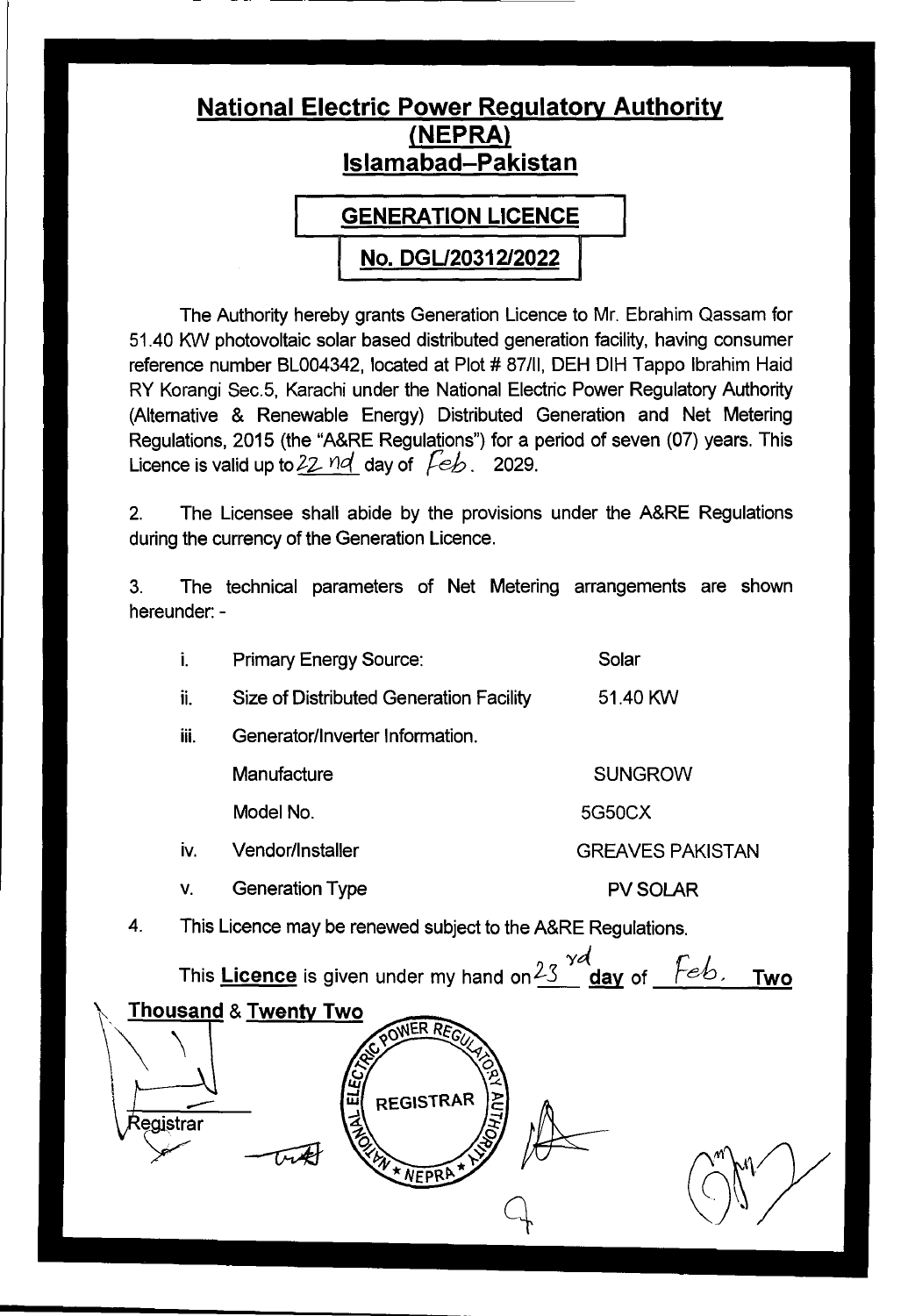# National Electric Power Regulatory Authority (NEPRA) Islamabad–Pakistan

## GENERATION LICENCE

## No. DGL/20312/2022

The Authority hereby grants Generation Licence to Mr. Ebrahim Qassam for 51.40 KW photovoltaic solar based distributed generation facility, having consumer reference number BL004342, located at Plot # 87/II, DEH DIH Tappo Ibrahim Haid RY Korangi Sec.5, Karachi under the National Electric Power Regulatory Authority (Alternative & Renewable Energy) Distributed Generation and Net Metering Regulations, 2015 (the "A&RE Regulations") for a period of seven (07) years. This Licence is valid up to 22 nd day of Feb. 2029.

2. The Licensee shall abide by the provisions under the A&RE Regulations during the currency of the Generation Licence.

3. The technical parameters of Net Metering arrangements are shown hereunder: -

| | | |
|---|---|---|
| i. | Primary Energy Source: | Solar |
| ii. | Size of Distributed Generation Facility | 51.40 KW |
| iii. | Generator/Inverter Information. | |
| | Manufacture | SUNGROW |
| | Model No. | 5G50CX |
| iv. | Vendor/Installer | GREAVES PAKISTAN |
| v. | Generation Type | PV SOLAR |

4. This Licence may be renewed subject to the A&RE Regulations.

This **Licence** is given under my hand on 23 rd **day** of Feb. **Two Thousand** & **Twenty Two**

Registrar

NATIONAL ELECTRIC POWER REGULATORY AUTHORITY REGISTRAR NEPRA